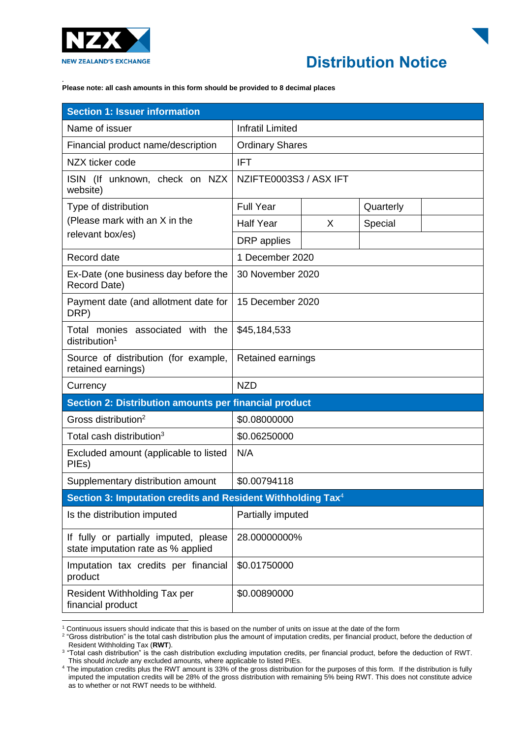NZX NEW ZEALAND'S EXCHANGE

# Distribution Notice

**Please note: all cash amounts in this form should be provided to 8 decimal places**

| **Section 1: Issuer information** | | | | |
|---|---|---|---|---|
| Name of issuer | Infratil Limited | | | |
| Financial product name/description | Ordinary Shares | | | |
| NZX ticker code | IFT | | | |
| ISIN (If unknown, check on NZX website) | NZIFTE0003S3 / ASX IFT | | | |
| Type of distribution (Please mark with an X in the relevant box/es) | Full Year | | Quarterly | |
| | Half Year | X | Special | |
| | DRP applies | | | |
| Record date | 1 December 2020 | | | |
| Ex-Date (one business day before the Record Date) | 30 November 2020 | | | |
| Payment date (and allotment date for DRP) | 15 December 2020 | | | |
| Total monies associated with the distribution[1] | $45,184,533 | | | |
| Source of distribution (for example, retained earnings) | Retained earnings | | | |
| Currency | NZD | | | |
| **Section 2: Distribution amounts per financial product** | | | | |
| Gross distribution[2] | $0.08000000 | | | |
| Total cash distribution[3] | $0.06250000 | | | |
| Excluded amount (applicable to listed PIEs) | N/A | | | |
| Supplementary distribution amount | $0.00794118 | | | |
| **Section 3: Imputation credits and Resident Withholding Tax[4]** | | | | |
| Is the distribution imputed | Partially imputed | | | |
| If fully or partially imputed, please state imputation rate as % applied | 28.00000000% | | | |
| Imputation tax credits per financial product | $0.01750000 | | | |
| Resident Withholding Tax per financial product | $0.00890000 | | | |

[1] Continuous issuers should indicate that this is based on the number of units on issue at the date of the form

[2] "Gross distribution" is the total cash distribution plus the amount of imputation credits, per financial product, before the deduction of Resident Withholding Tax (**RWT**).

[3] "Total cash distribution" is the cash distribution excluding imputation credits, per financial product, before the deduction of RWT. This should *include* any excluded amounts, where applicable to listed PIEs.

[4] The imputation credits plus the RWT amount is 33% of the gross distribution for the purposes of this form. If the distribution is fully imputed the imputation credits will be 28% of the gross distribution with remaining 5% being RWT. This does not constitute advice as to whether or not RWT needs to be withheld.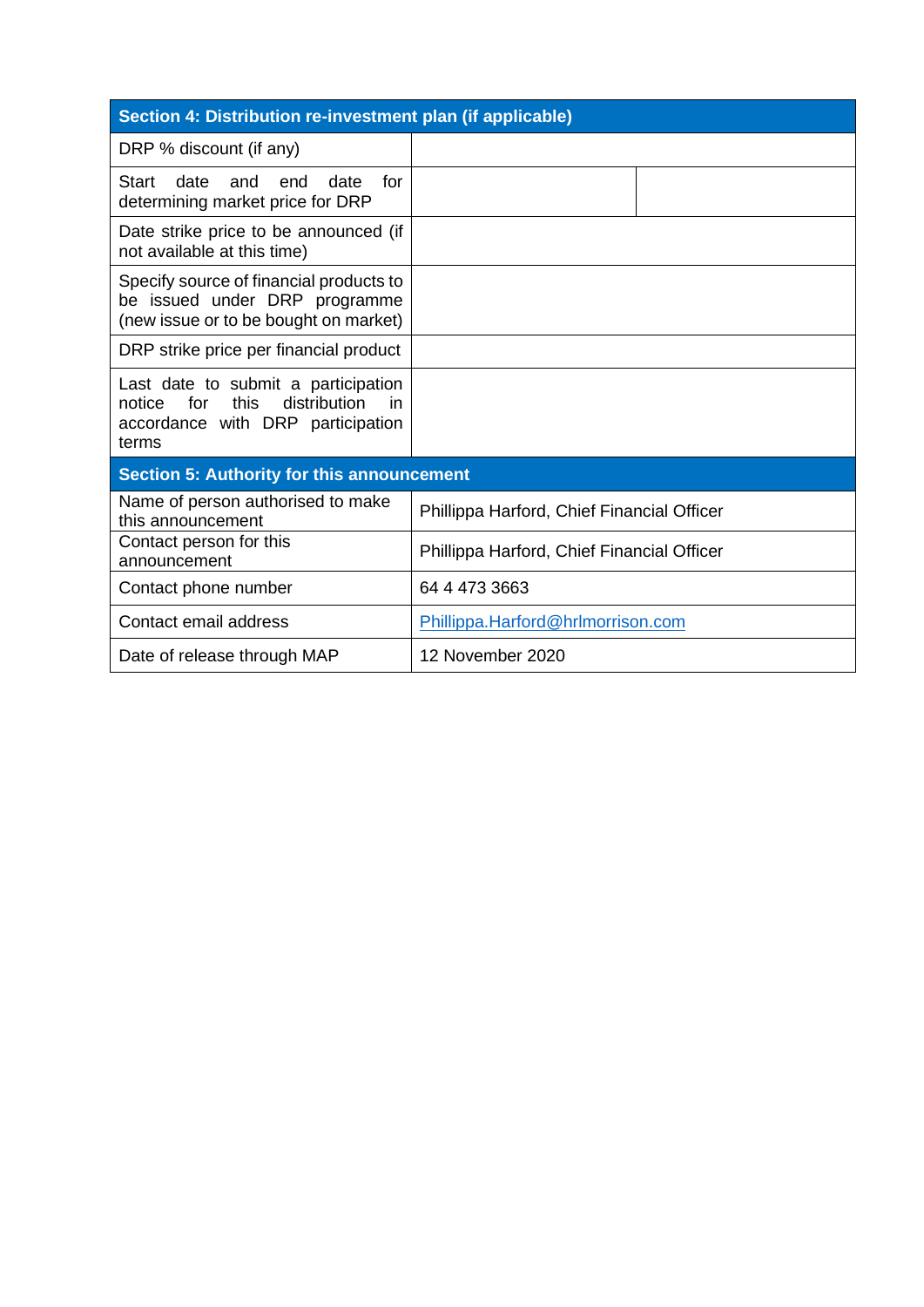| Section 4: Distribution re-investment plan (if applicable) | | |
|---|---|---|
| DRP % discount (if any) | | |
| Start date and end date for determining market price for DRP | | |
| Date strike price to be announced (if not available at this time) | | |
| Specify source of financial products to be issued under DRP programme (new issue or to be bought on market) | | |
| DRP strike price per financial product | | |
| Last date to submit a participation notice for this distribution in accordance with DRP participation terms | | |

| Section 5: Authority for this announcement | |
|---|---|
| Name of person authorised to make this announcement | Phillippa Harford, Chief Financial Officer |
| Contact person for this announcement | Phillippa Harford, Chief Financial Officer |
| Contact phone number | 64 4 473 3663 |
| Contact email address | Phillippa.Harford@hrlmorrison.com |
| Date of release through MAP | 12 November 2020 |